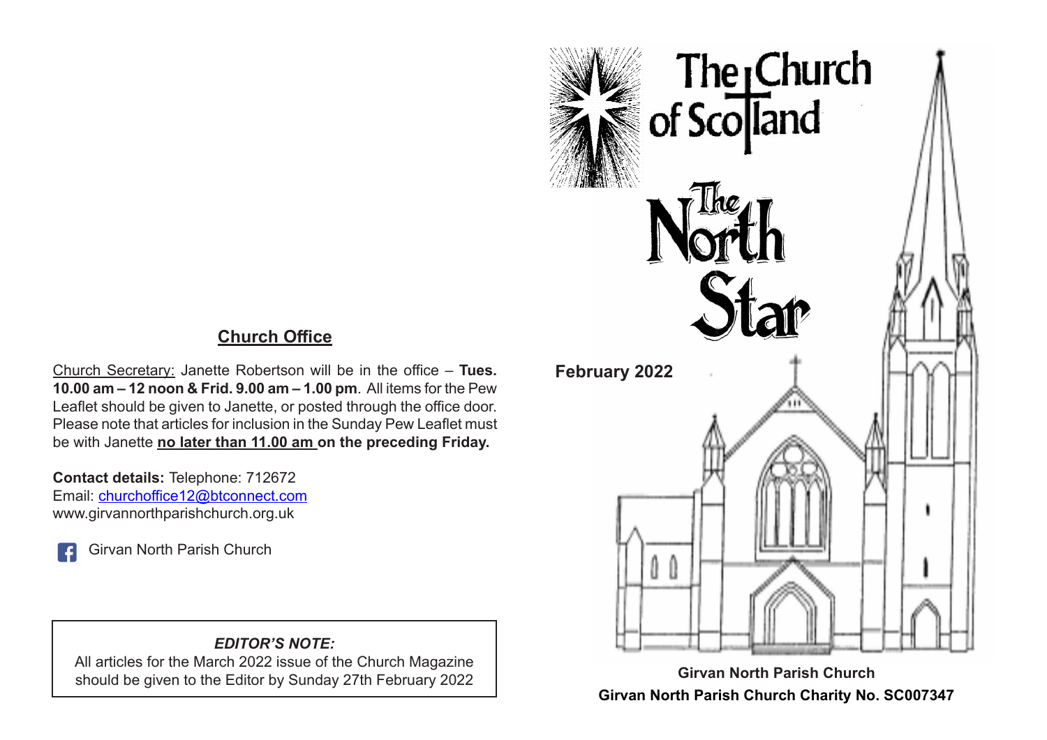## Church Office

Church Secretary: Janette Robertson will be in the office – **Tues. 10.00 am – 12 noon & Frid. 9.00 am – 1.00 pm**. All items for the Pew Leaflet should be given to Janette, or posted through the office door. Please note that articles for inclusion in the Sunday Pew Leaflet must be with Janette **no later than 11.00 am on the preceding Friday.**

**Contact details:** Telephone: 712672
Email: churchoffice12@btconnect.com
www.girvannorthparishchurch.org.uk

Girvan North Parish Church

> ***EDITOR'S NOTE:***
> All articles for the March 2022 issue of the Church Magazine should be given to the Editor by Sunday 27th February 2022

# The Church of Scotland

# The North Star

**February 2022**

**Girvan North Parish Church**

**Girvan North Parish Church Charity No. SC007347**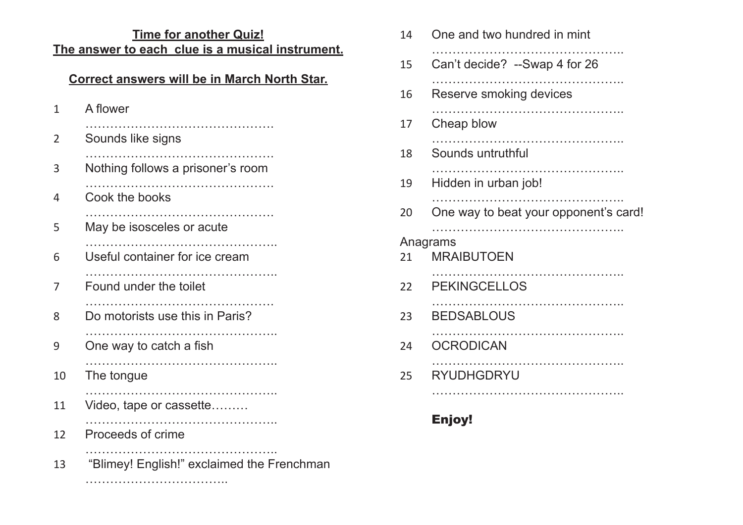**Time for another Quiz!**
**The answer to each clue is a musical instrument.**

**Correct answers will be in March North Star.**

1. A flower
   ……………………………………….
2. Sounds like signs
   ……………………………………….
3. Nothing follows a prisoner's room
   ……………………………………….
4. Cook the books
   ……………………………………….
5. May be isosceles or acute
   ………………………………………..
6. Useful container for ice cream
   ………………………………………..
7. Found under the toilet
   ……………………………………….
8. Do motorists use this in Paris?
   ………………………………………..
9. One way to catch a fish
   ………………………………………..
10. The tongue
    ………………………………………..
11. Video, tape or cassette………
    ………………………………………..
12. Proceeds of crime
    ………………………………………..
13. "Blimey! English!" exclaimed the Frenchman
    ……………………………..
14. One and two hundred in mint
    ………………………………………..
15. Can't decide? --Swap 4 for 26
    ………………………………………..
16. Reserve smoking devices
    ………………………………………..
17. Cheap blow
    ………………………………………..
18. Sounds untruthful
    ………………………………………..
19. Hidden in urban job!
    ………………………………………..
20. One way to beat your opponent's card!
    ………………………………………..

Anagrams

21. MRAIBUTOEN
    ………………………………………..
22. PEKINGCELLOS
    ………………………………………..
23. BEDSABLOUS
    ………………………………………..
24. OCRODICAN
    ………………………………………..
25. RYUDHGDRYU
    ………………………………………..

**Enjoy!**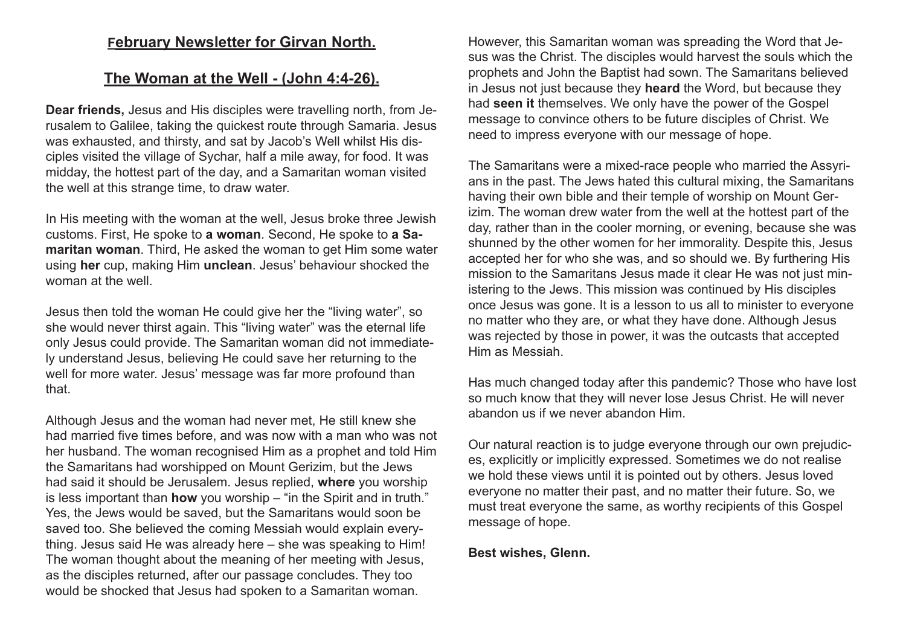## February Newsletter for Girvan North.

## The Woman at the Well - (John 4:4-26).

**Dear friends,** Jesus and His disciples were travelling north, from Jerusalem to Galilee, taking the quickest route through Samaria. Jesus was exhausted, and thirsty, and sat by Jacob's Well whilst His disciples visited the village of Sychar, half a mile away, for food. It was midday, the hottest part of the day, and a Samaritan woman visited the well at this strange time, to draw water.

In His meeting with the woman at the well, Jesus broke three Jewish customs. First, He spoke to **a woman**. Second, He spoke to **a Samaritan woman**. Third, He asked the woman to get Him some water using **her** cup, making Him **unclean**. Jesus' behaviour shocked the woman at the well.

Jesus then told the woman He could give her the "living water", so she would never thirst again. This "living water" was the eternal life only Jesus could provide. The Samaritan woman did not immediately understand Jesus, believing He could save her returning to the well for more water. Jesus' message was far more profound than that.

Although Jesus and the woman had never met, He still knew she had married five times before, and was now with a man who was not her husband. The woman recognised Him as a prophet and told Him the Samaritans had worshipped on Mount Gerizim, but the Jews had said it should be Jerusalem. Jesus replied, **where** you worship is less important than **how** you worship – "in the Spirit and in truth." Yes, the Jews would be saved, but the Samaritans would soon be saved too. She believed the coming Messiah would explain everything. Jesus said He was already here – she was speaking to Him! The woman thought about the meaning of her meeting with Jesus, as the disciples returned, after our passage concludes. They too would be shocked that Jesus had spoken to a Samaritan woman.

However, this Samaritan woman was spreading the Word that Jesus was the Christ. The disciples would harvest the souls which the prophets and John the Baptist had sown. The Samaritans believed in Jesus not just because they **heard** the Word, but because they had **seen it** themselves. We only have the power of the Gospel message to convince others to be future disciples of Christ. We need to impress everyone with our message of hope.

The Samaritans were a mixed-race people who married the Assyrians in the past. The Jews hated this cultural mixing, the Samaritans having their own bible and their temple of worship on Mount Gerizim. The woman drew water from the well at the hottest part of the day, rather than in the cooler morning, or evening, because she was shunned by the other women for her immorality. Despite this, Jesus accepted her for who she was, and so should we. By furthering His mission to the Samaritans Jesus made it clear He was not just ministering to the Jews. This mission was continued by His disciples once Jesus was gone. It is a lesson to us all to minister to everyone no matter who they are, or what they have done. Although Jesus was rejected by those in power, it was the outcasts that accepted Him as Messiah.

Has much changed today after this pandemic? Those who have lost so much know that they will never lose Jesus Christ. He will never abandon us if we never abandon Him.

Our natural reaction is to judge everyone through our own prejudices, explicitly or implicitly expressed. Sometimes we do not realise we hold these views until it is pointed out by others. Jesus loved everyone no matter their past, and no matter their future. So, we must treat everyone the same, as worthy recipients of this Gospel message of hope.

**Best wishes, Glenn.**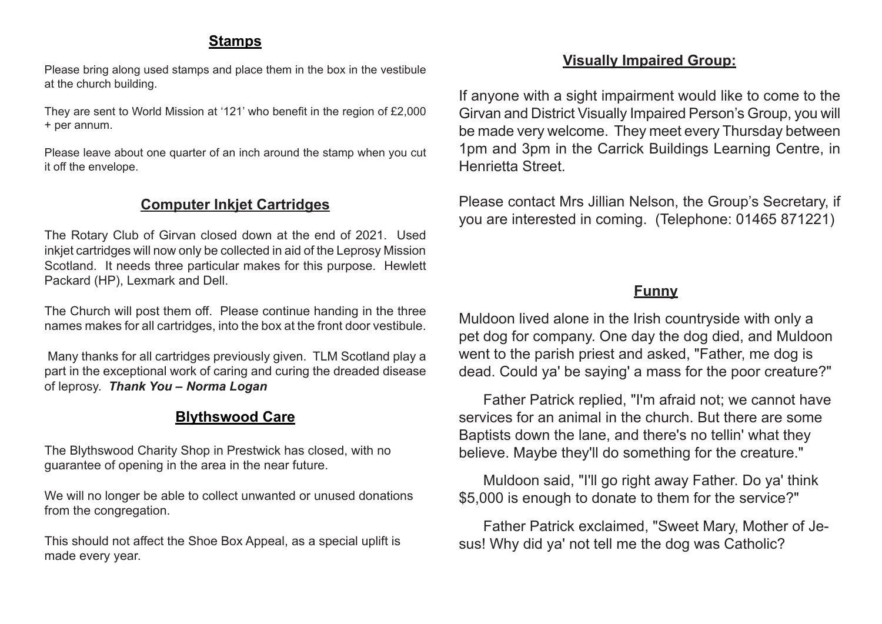## Stamps

Please bring along used stamps and place them in the box in the vestibule at the church building.

They are sent to World Mission at '121' who benefit in the region of £2,000 + per annum.

Please leave about one quarter of an inch around the stamp when you cut it off the envelope.

## Computer Inkjet Cartridges

The Rotary Club of Girvan closed down at the end of 2021. Used inkjet cartridges will now only be collected in aid of the Leprosy Mission Scotland. It needs three particular makes for this purpose. Hewlett Packard (HP), Lexmark and Dell.

The Church will post them off. Please continue handing in the three names makes for all cartridges, into the box at the front door vestibule.

Many thanks for all cartridges previously given. TLM Scotland play a part in the exceptional work of caring and curing the dreaded disease of leprosy. ***Thank You – Norma Logan***

## Blythswood Care

The Blythswood Charity Shop in Prestwick has closed, with no guarantee of opening in the area in the near future.

We will no longer be able to collect unwanted or unused donations from the congregation.

This should not affect the Shoe Box Appeal, as a special uplift is made every year.

## Visually Impaired Group:

If anyone with a sight impairment would like to come to the Girvan and District Visually Impaired Person's Group, you will be made very welcome. They meet every Thursday between 1pm and 3pm in the Carrick Buildings Learning Centre, in Henrietta Street.

Please contact Mrs Jillian Nelson, the Group's Secretary, if you are interested in coming. (Telephone: 01465 871221)

## Funny

Muldoon lived alone in the Irish countryside with only a pet dog for company. One day the dog died, and Muldoon went to the parish priest and asked, "Father, me dog is dead. Could ya' be saying' a mass for the poor creature?"

Father Patrick replied, "I'm afraid not; we cannot have services for an animal in the church. But there are some Baptists down the lane, and there's no tellin' what they believe. Maybe they'll do something for the creature."

Muldoon said, "I'll go right away Father. Do ya' think $5,000 is enough to donate to them for the service?"

Father Patrick exclaimed, "Sweet Mary, Mother of Jesus! Why did ya' not tell me the dog was Catholic?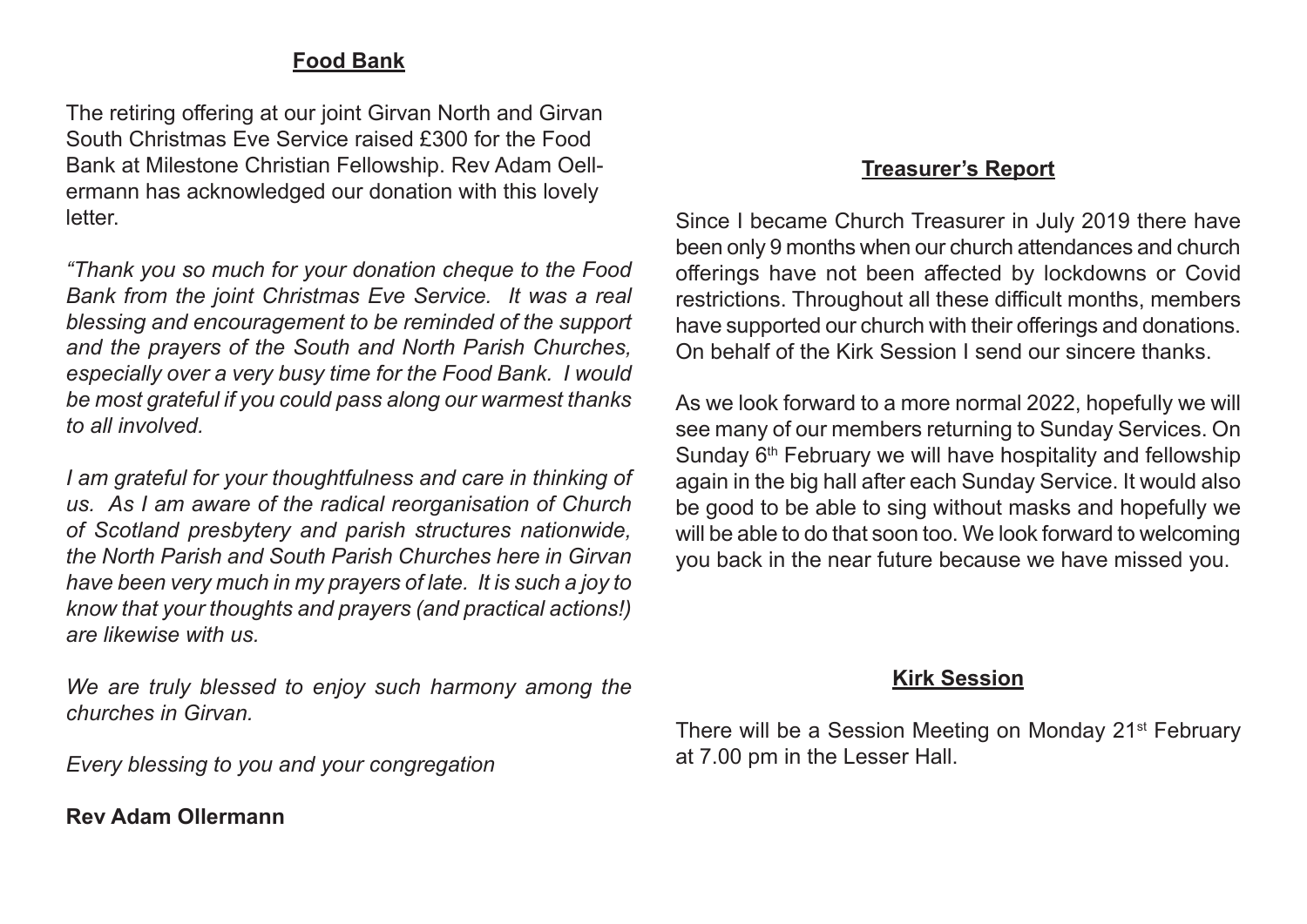## Food Bank

The retiring offering at our joint Girvan North and Girvan South Christmas Eve Service raised £300 for the Food Bank at Milestone Christian Fellowship. Rev Adam Oellermann has acknowledged our donation with this lovely letter.

*"Thank you so much for your donation cheque to the Food Bank from the joint Christmas Eve Service. It was a real blessing and encouragement to be reminded of the support and the prayers of the South and North Parish Churches, especially over a very busy time for the Food Bank. I would be most grateful if you could pass along our warmest thanks to all involved.*

*I am grateful for your thoughtfulness and care in thinking of us. As I am aware of the radical reorganisation of Church of Scotland presbytery and parish structures nationwide, the North Parish and South Parish Churches here in Girvan have been very much in my prayers of late. It is such a joy to know that your thoughts and prayers (and practical actions!) are likewise with us.*

*We are truly blessed to enjoy such harmony among the churches in Girvan.*

*Every blessing to you and your congregation*

**Rev Adam Ollermann**

## Treasurer's Report

Since I became Church Treasurer in July 2019 there have been only 9 months when our church attendances and church offerings have not been affected by lockdowns or Covid restrictions. Throughout all these difficult months, members have supported our church with their offerings and donations. On behalf of the Kirk Session I send our sincere thanks.

As we look forward to a more normal 2022, hopefully we will see many of our members returning to Sunday Services. On Sunday 6th February we will have hospitality and fellowship again in the big hall after each Sunday Service. It would also be good to be able to sing without masks and hopefully we will be able to do that soon too. We look forward to welcoming you back in the near future because we have missed you.

## Kirk Session

There will be a Session Meeting on Monday 21st February at 7.00 pm in the Lesser Hall.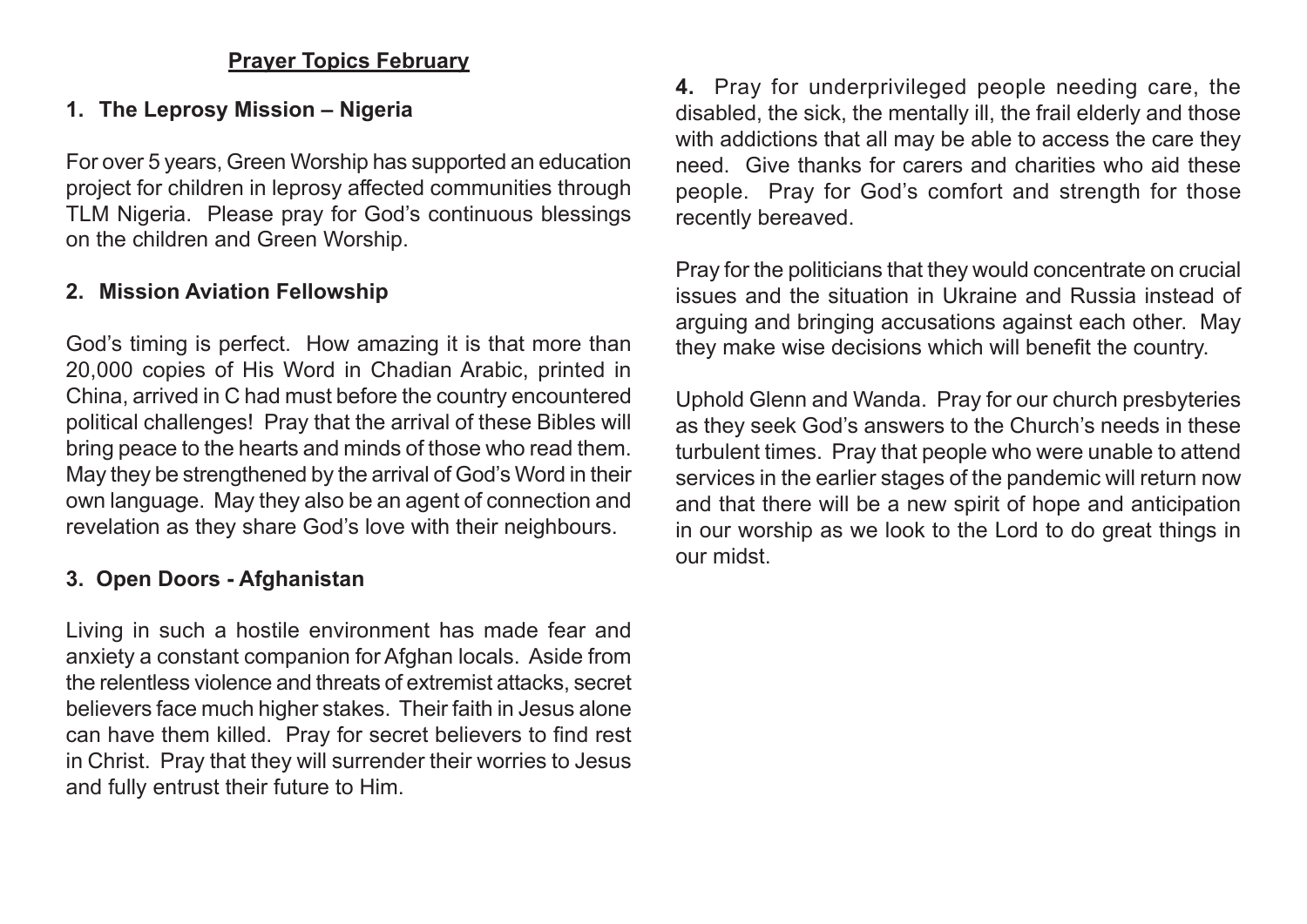## Prayer Topics February

### 1. The Leprosy Mission – Nigeria

For over 5 years, Green Worship has supported an education project for children in leprosy affected communities through TLM Nigeria. Please pray for God's continuous blessings on the children and Green Worship.

### 2. Mission Aviation Fellowship

God's timing is perfect. How amazing it is that more than 20,000 copies of His Word in Chadian Arabic, printed in China, arrived in C had must before the country encountered political challenges! Pray that the arrival of these Bibles will bring peace to the hearts and minds of those who read them. May they be strengthened by the arrival of God's Word in their own language. May they also be an agent of connection and revelation as they share God's love with their neighbours.

### 3. Open Doors - Afghanistan

Living in such a hostile environment has made fear and anxiety a constant companion for Afghan locals. Aside from the relentless violence and threats of extremist attacks, secret believers face much higher stakes. Their faith in Jesus alone can have them killed. Pray for secret believers to find rest in Christ. Pray that they will surrender their worries to Jesus and fully entrust their future to Him.

**4.** Pray for underprivileged people needing care, the disabled, the sick, the mentally ill, the frail elderly and those with addictions that all may be able to access the care they need. Give thanks for carers and charities who aid these people. Pray for God's comfort and strength for those recently bereaved.

Pray for the politicians that they would concentrate on crucial issues and the situation in Ukraine and Russia instead of arguing and bringing accusations against each other. May they make wise decisions which will benefit the country.

Uphold Glenn and Wanda. Pray for our church presbyteries as they seek God's answers to the Church's needs in these turbulent times. Pray that people who were unable to attend services in the earlier stages of the pandemic will return now and that there will be a new spirit of hope and anticipation in our worship as we look to the Lord to do great things in our midst.